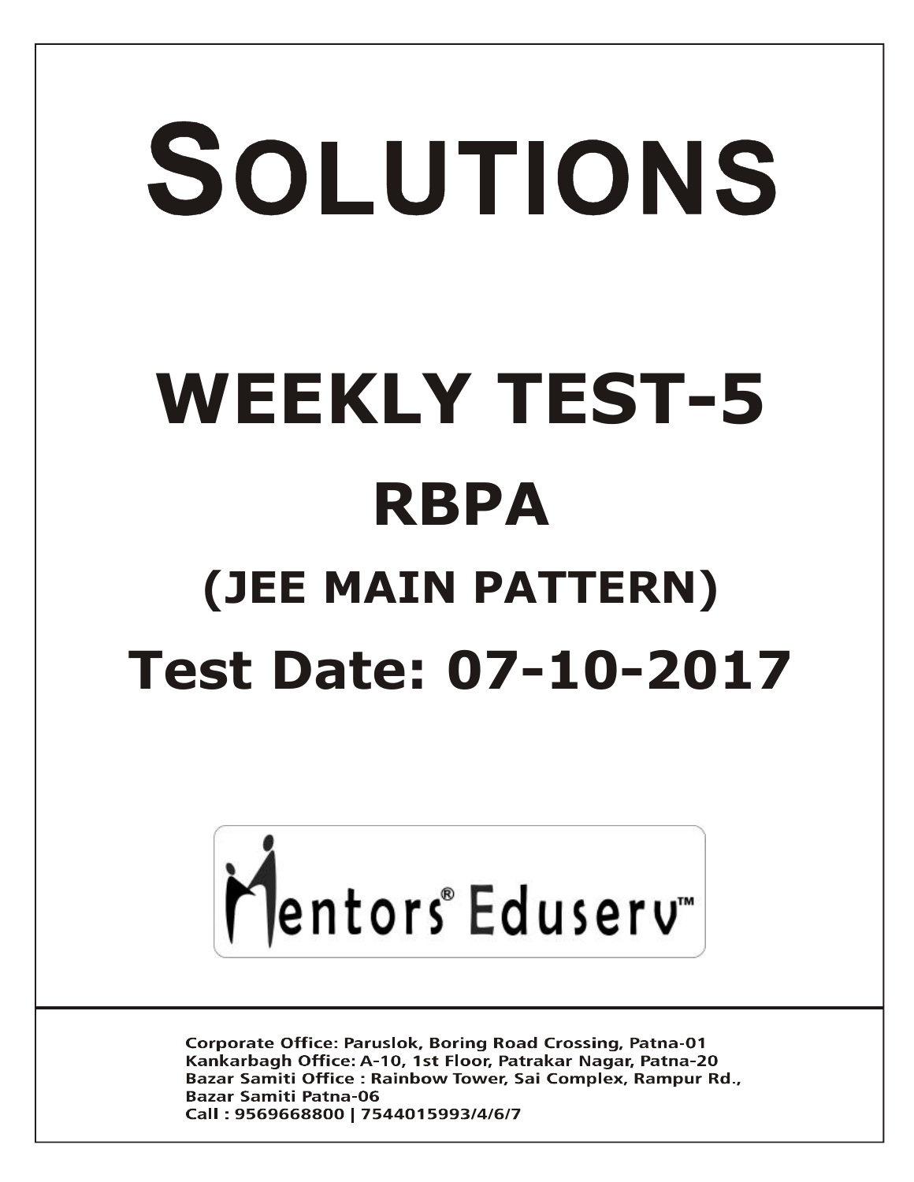# SOLUTIONS

# WEEKLY TEST-5

# RBPA

## (JEE MAIN PATTERN)

## Test Date: 07-10-2017

Mentors® Eduserv™

Corporate Office: Paruslok, Boring Road Crossing, Patna-01
Kankarbagh Office: A-10, 1st Floor, Patrakar Nagar, Patna-20
Bazar Samiti Office : Rainbow Tower, Sai Complex, Rampur Rd., Bazar Samiti Patna-06
Call : 9569668800 | 7544015993/4/6/7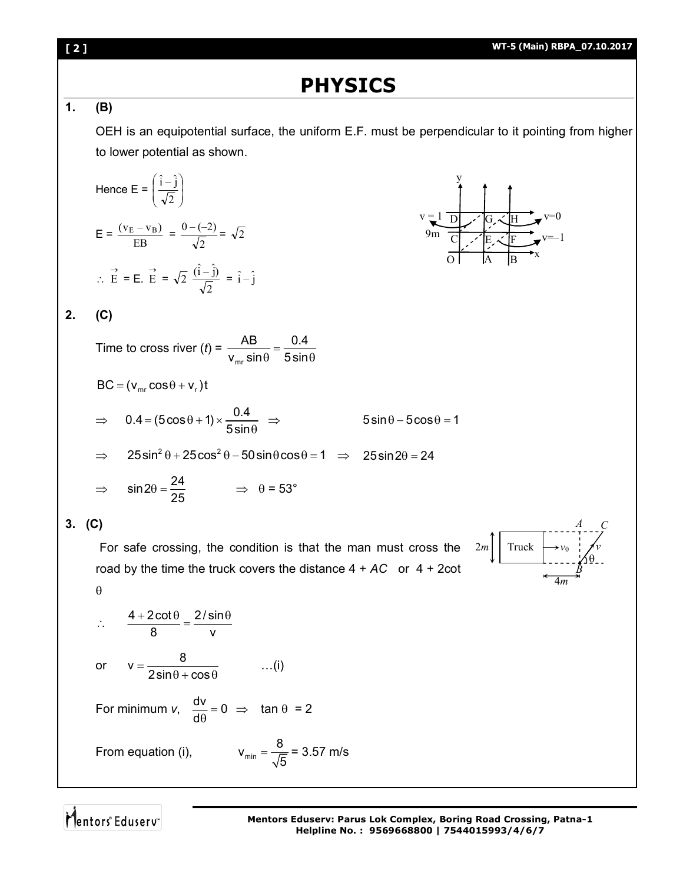# PHYSICS

**1. (B)**

OEH is an equipotential surface, the uniform E.F. must be perpendicular to it pointing from higher to lower potential as shown.

Hence E = $\left(\frac{\hat{i}-\hat{j}}{\sqrt{2}}\right)$

$E = \frac{(v_E - v_B)}{EB} = \frac{0-(-2)}{\sqrt{2}} = \sqrt{2}$

$\therefore \vec{E} = E.\ \vec{E} = \sqrt{2}\ \frac{(\hat{i}-\hat{j})}{\sqrt{2}} = \hat{i}-\hat{j}$

**2. (C)**

Time to cross river ($t$) = $\frac{AB}{v_{mr}\sin\theta} = \frac{0.4}{5\sin\theta}$

$BC = (v_{mr}\cos\theta + v_r)t$

$\Rightarrow \quad 0.4 = (5\cos\theta + 1)\times\frac{0.4}{5\sin\theta} \quad \Rightarrow \quad 5\sin\theta - 5\cos\theta = 1$

$\Rightarrow \quad 25\sin^2\theta + 25\cos^2\theta - 50\sin\theta\cos\theta = 1 \quad \Rightarrow \quad 25\sin 2\theta = 24$

$\Rightarrow \quad \sin 2\theta = \frac{24}{25} \quad \Rightarrow \quad \theta = 53°$

**3. (C)**

For safe crossing, the condition is that the man must cross the road by the time the truck covers the distance 4 + $AC$ or 4 + 2cot $\theta$

$\therefore \quad \frac{4+2\cot\theta}{8} = \frac{2/\sin\theta}{v}$

or $\quad v = \frac{8}{2\sin\theta + \cos\theta} \qquad \ldots$(i)

For minimum $v$, $\frac{dv}{d\theta} = 0 \Rightarrow \tan\theta = 2$

From equation (i), $\qquad v_{min} = \frac{8}{\sqrt{5}}$ = 3.57 m/s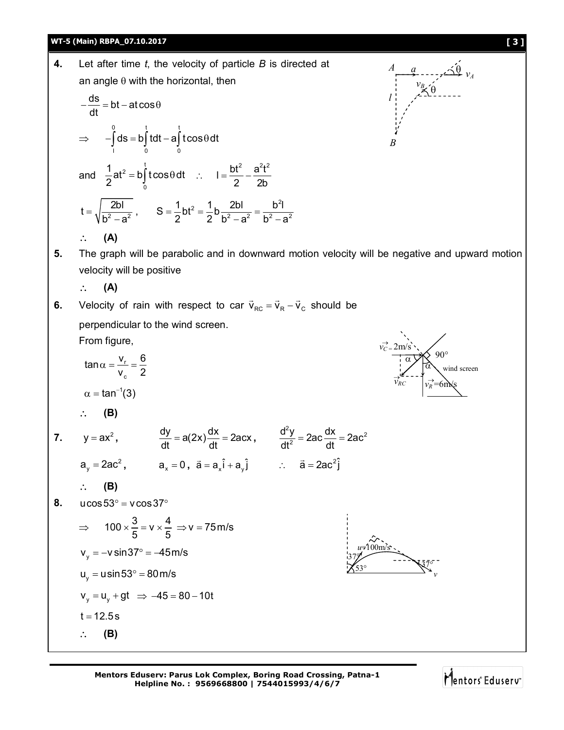**4.** Let after time *t*, the velocity of particle *B* is directed at an angle $\theta$ with the horizontal, then

$$-\frac{ds}{dt} = bt - at\cos\theta$$

$$\Rightarrow \quad -\int_{l}^{0} ds = b\int_{0}^{t} t\,dt - a\int_{0}^{t} t\cos\theta\,dt$$

and $\frac{1}{2}at^2 = b\int_{0}^{t} t\cos\theta\,dt \quad \therefore \quad l = \frac{bt^2}{2} - \frac{a^2t^2}{2b}$

$$t = \sqrt{\frac{2bl}{b^2 - a^2}}, \qquad S = \frac{1}{2}bt^2 = \frac{1}{2}b\frac{2bl}{b^2 - a^2} = \frac{b^2 l}{b^2 - a^2}$$

$\therefore$ **(A)**

**5.** The graph will be parabolic and in downward motion velocity will be negative and upward motion velocity will be positive

$\therefore$ **(A)**

**6.** Velocity of rain with respect to car $\vec{v}_{RC} = \vec{v}_R - \vec{v}_C$ should be perpendicular to the wind screen.

From figure,

$$\tan\alpha = \frac{v_r}{v_c} = \frac{6}{2}$$

$$\alpha = \tan^{-1}(3)$$

$\therefore$ **(B)**

**7.** $y = ax^2$, $\quad \frac{dy}{dt} = a(2x)\frac{dx}{dt} = 2acx$, $\quad \frac{d^2y}{dt^2} = 2ac\frac{dx}{dt} = 2ac^2$

$a_y = 2ac^2$, $\quad a_x = 0$, $\vec{a} = a_x\hat{i} + a_y\hat{j} \quad \therefore \quad \vec{a} = 2ac^2\hat{j}$

$\therefore$ **(B)**

**8.** $u\cos 53° = v\cos 37°$

$$\Rightarrow \quad 100 \times \frac{3}{5} = v \times \frac{4}{5} \Rightarrow v = 75\,\text{m/s}$$

$$v_y = -v\sin 37° = -45\,\text{m/s}$$

$$u_y = u\sin 53° = 80\,\text{m/s}$$

$$v_y = u_y + gt \Rightarrow -45 = 80 - 10t$$

$$t = 12.5\,\text{s}$$

$\therefore$ **(B)**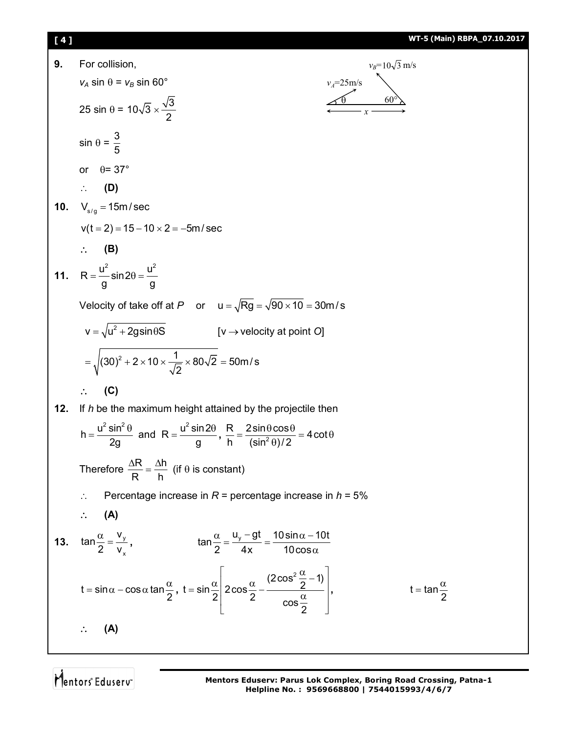**9.** For collision,

$v_A \sin\theta = v_B \sin 60°$

$25 \sin\theta = 10\sqrt{3} \times \frac{\sqrt{3}}{2}$

$\sin\theta = \frac{3}{5}$

or $\theta = 37°$

$\therefore$ **(D)**

**10.** $V_{s/g} = 15\text{m/sec}$

$v(t = 2) = 15 - 10 \times 2 = -5\text{m/sec}$

$\therefore$ **(B)**

**11.** $R = \frac{u^2}{g}\sin 2\theta = \frac{u^2}{g}$

Velocity of take off at *P* or $u = \sqrt{Rg} = \sqrt{90 \times 10} = 30\text{m/s}$

$v = \sqrt{u^2 + 2g\sin\theta S}$ [$v \to$ velocity at point *O*]

$= \sqrt{(30)^2 + 2 \times 10 \times \frac{1}{\sqrt{2}} \times 80\sqrt{2}} = 50\text{m/s}$

$\therefore$ **(C)**

**12.** If *h* be the maximum height attained by the projectile then

$h = \frac{u^2\sin^2\theta}{2g}$ and $R = \frac{u^2\sin 2\theta}{g}$, $\frac{R}{h} = \frac{2\sin\theta\cos\theta}{(\sin^2\theta)/2} = 4\cot\theta$

Therefore $\frac{\Delta R}{R} = \frac{\Delta h}{h}$ (if $\theta$ is constant)

$\therefore$ Percentage increase in *R* = percentage increase in *h* = 5%

$\therefore$ **(A)**

**13.** $\tan\frac{\alpha}{2} = \frac{v_y}{v_x}$, $\tan\frac{\alpha}{2} = \frac{u_y - gt}{4x} = \frac{10\sin\alpha - 10t}{10\cos\alpha}$

$t = \sin\alpha - \cos\alpha\tan\frac{\alpha}{2}$, $t = \sin\frac{\alpha}{2}\left[2\cos\frac{\alpha}{2} - \frac{(2\cos^2\frac{\alpha}{2} - 1)}{\cos\frac{\alpha}{2}}\right]$, $t = \tan\frac{\alpha}{2}$

$\therefore$ **(A)**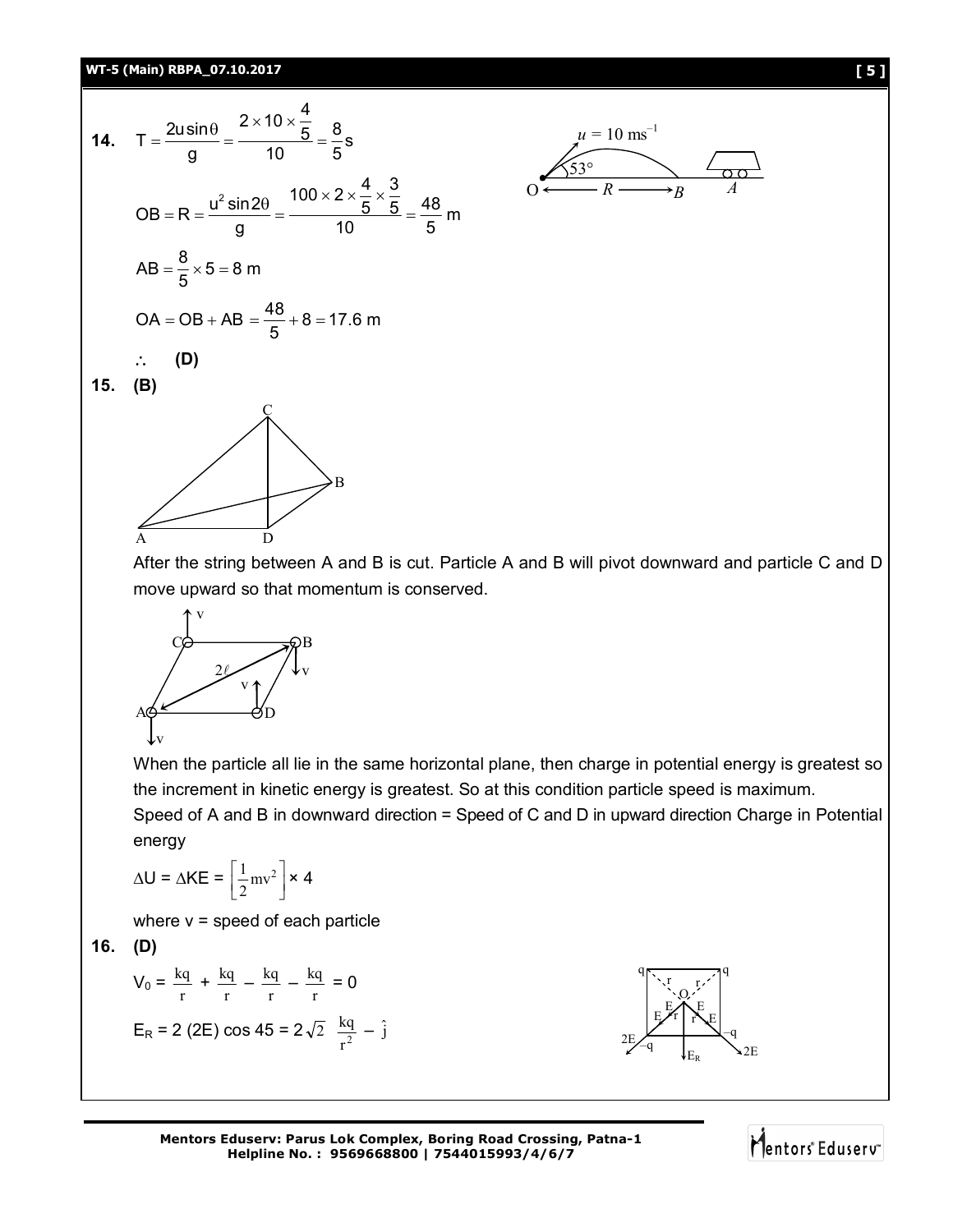**14.** $T = \frac{2u\sin\theta}{g} = \frac{2 \times 10 \times \frac{4}{5}}{10} = \frac{8}{5}\text{s}$

$OB = R = \frac{u^2 \sin 2\theta}{g} = \frac{100 \times 2 \times \frac{4}{5} \times \frac{3}{5}}{10} = \frac{48}{5}\text{ m}$

$AB = \frac{8}{5} \times 5 = 8\text{ m}$

$OA = OB + AB = \frac{48}{5} + 8 = 17.6\text{ m}$

$\therefore$ **(D)**

**15.** **(B)**

After the string between A and B is cut. Particle A and B will pivot downward and particle C and D move upward so that momentum is conserved.

When the particle all lie in the same horizontal plane, then charge in potential energy is greatest so the increment in kinetic energy is greatest. So at this condition particle speed is maximum.

Speed of A and B in downward direction = Speed of C and D in upward direction Charge in Potential energy

$\Delta U = \Delta KE = \left[\frac{1}{2}mv^2\right] \times 4$

where v = speed of each particle

**16.** **(D)**

$V_0 = \frac{kq}{r} + \frac{kq}{r} - \frac{kq}{r} - \frac{kq}{r} = 0$

$E_R = 2\,(2E)\cos 45 = 2\sqrt{2}\,\frac{kq}{r^2}\;-\hat{j}$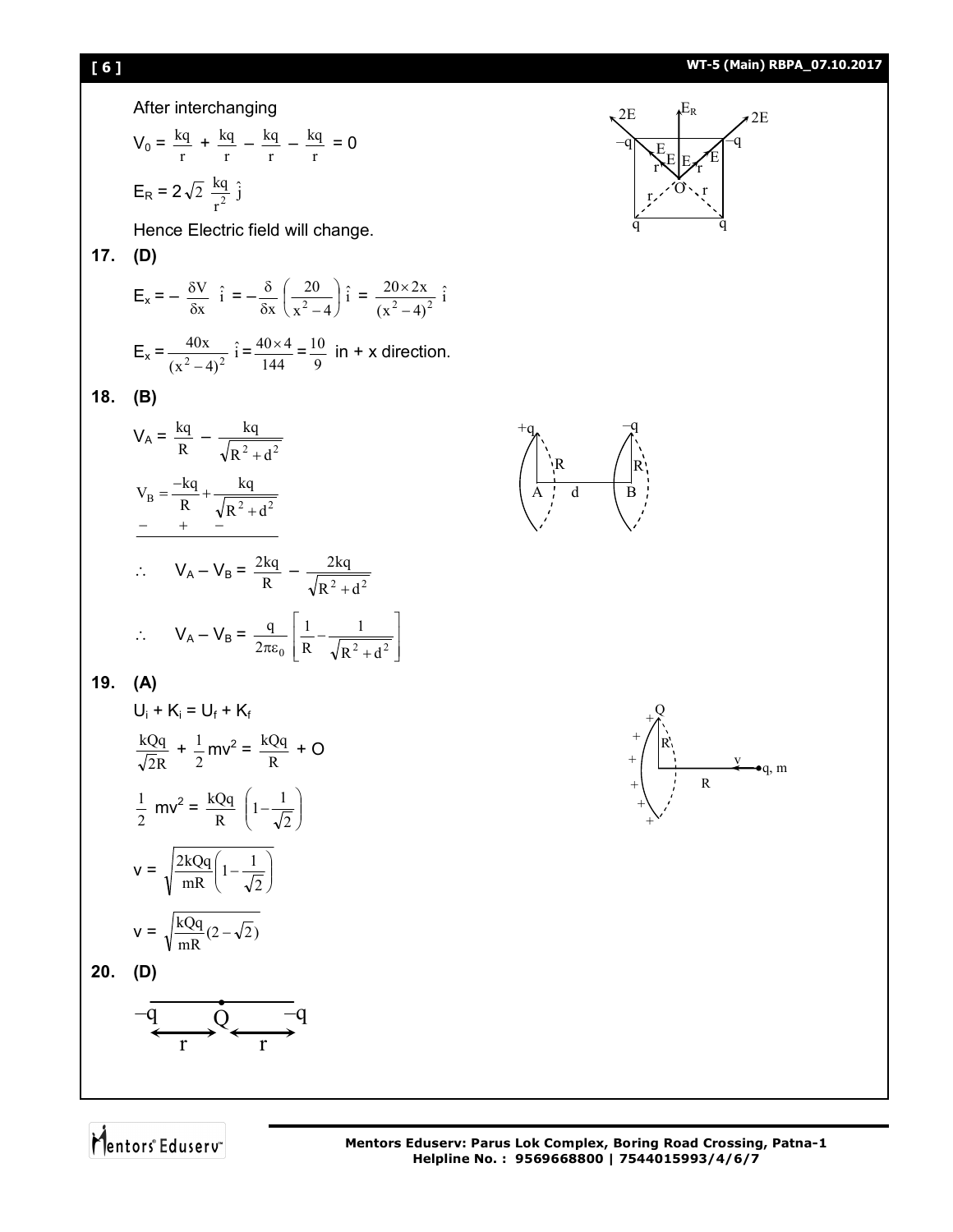After interchanging

$$V_0 = \frac{kq}{r} + \frac{kq}{r} - \frac{kq}{r} - \frac{kq}{r} = 0$$

$$E_R = 2\sqrt{2}\,\frac{kq}{r^2}\,\hat{j}$$

Hence Electric field will change.

**17. (D)**

$$E_x = -\frac{\delta V}{\delta x}\,\hat{i} = -\frac{\delta}{\delta x}\left(\frac{20}{x^2-4}\right)\hat{i} = \frac{20\times 2x}{(x^2-4)^2}\,\hat{i}$$

$$E_x = \frac{40x}{(x^2-4)^2}\,\hat{i} = \frac{40\times 4}{144} = \frac{10}{9} \text{ in + x direction.}$$

**18. (B)**

$$V_A = \frac{kq}{R} - \frac{kq}{\sqrt{R^2+d^2}}$$

$$V_B = \frac{-kq}{R} + \frac{kq}{\sqrt{R^2+d^2}}$$

$$\therefore \quad V_A - V_B = \frac{2kq}{R} - \frac{2kq}{\sqrt{R^2+d^2}}$$

$$\therefore \quad V_A - V_B = \frac{q}{2\pi\varepsilon_0}\left[\frac{1}{R} - \frac{1}{\sqrt{R^2+d^2}}\right]$$

**19. (A)**

$$U_i + K_i = U_f + K_f$$

$$\frac{kQq}{\sqrt{2}R} + \frac{1}{2}mv^2 = \frac{kQq}{R} + 0$$

$$\frac{1}{2}mv^2 = \frac{kQq}{R}\left(1 - \frac{1}{\sqrt{2}}\right)$$

$$v = \sqrt{\frac{2kQq}{mR}\left(1 - \frac{1}{\sqrt{2}}\right)}$$

$$v = \sqrt{\frac{kQq}{mR}(2-\sqrt{2})}$$

**20. (D)**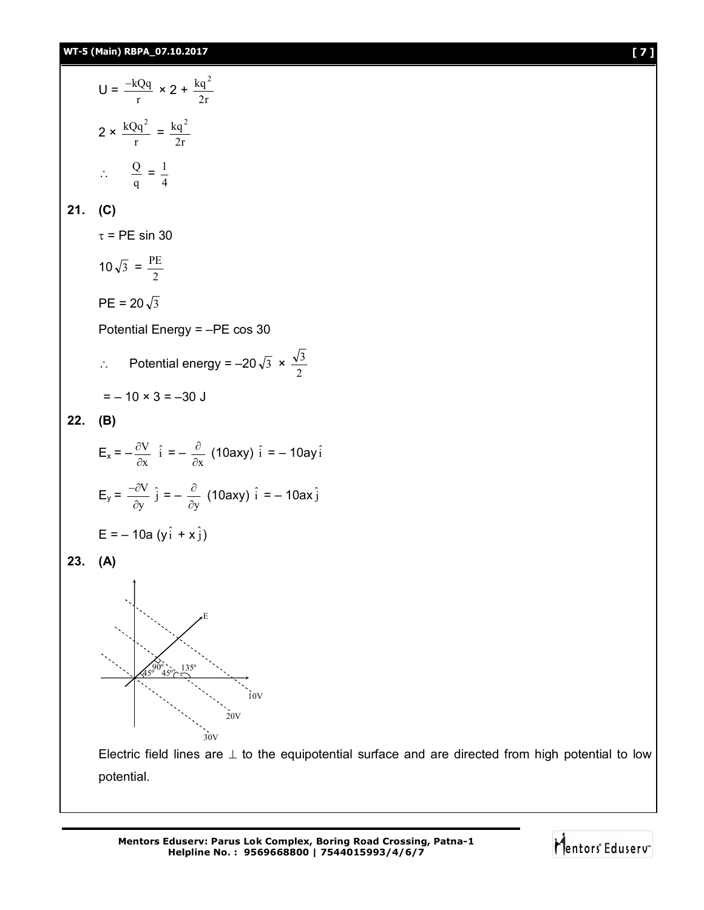$$U = \frac{-kQq}{r} \times 2 + \frac{kq^2}{2r}$$

$$2 \times \frac{kQq^2}{r} = \frac{kq^2}{2r}$$

$$\therefore \quad \frac{Q}{q} = \frac{1}{4}$$

**21. (C)**

$\tau$ = PE sin 30

$$10\sqrt{3} = \frac{PE}{2}$$

$$PE = 20\sqrt{3}$$

Potential Energy = –PE cos 30

$$\therefore \quad \text{Potential energy} = -20\sqrt{3} \times \frac{\sqrt{3}}{2}$$

$$= -10 \times 3 = -30 \text{ J}$$

**22. (B)**

$$E_x = -\frac{\partial V}{\partial x}\,\hat{i} = -\frac{\partial}{\partial x}(10axy)\,\hat{i} = -10ay\hat{i}$$

$$E_y = \frac{-\partial V}{\partial y}\,\hat{j} = -\frac{\partial}{\partial y}(10axy)\,\hat{i} = -10ax\hat{j}$$

$$E = -10a\,(y\hat{i} + x\hat{j})$$

**23. (A)**

Electric field lines are $\perp$ to the equipotential surface and are directed from high potential to low potential.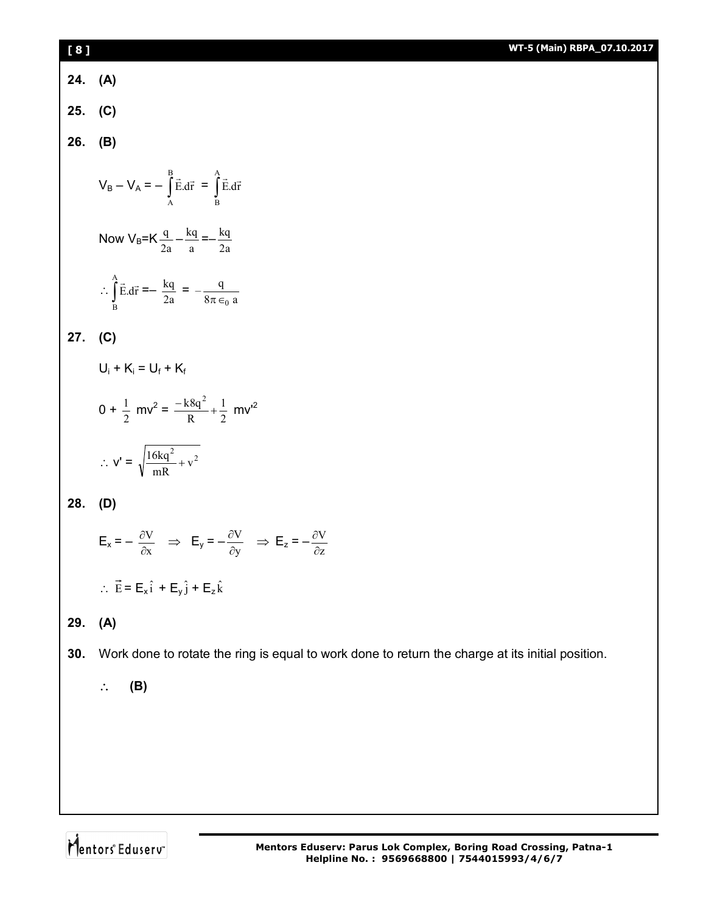**24.** **(A)**

**25.** **(C)**

**26.** **(B)**

$$V_B - V_A = -\int_A^B \vec{E}.d\vec{r} = \int_B^A \vec{E}.d\vec{r}$$

Now $V_B = K\frac{q}{2a} - \frac{kq}{a} = -\frac{kq}{2a}$

$$\therefore \int_B^A \vec{E}.d\vec{r} = -\frac{kq}{2a} = -\frac{q}{8\pi \epsilon_0 a}$$

**27.** **(C)**

$U_i + K_i = U_f + K_f$

$$0 + \frac{1}{2}mv^2 = \frac{-k8q^2}{R} + \frac{1}{2}mv'^2$$

$$\therefore v' = \sqrt{\frac{16kq^2}{mR} + v^2}$$

**28.** **(D)**

$$E_x = -\frac{\partial V}{\partial x} \Rightarrow E_y = -\frac{\partial V}{\partial y} \Rightarrow E_z = -\frac{\partial V}{\partial z}$$

$$\therefore \vec{E} = E_x\hat{i} + E_y\hat{j} + E_z\hat{k}$$

**29.** **(A)**

**30.** Work done to rotate the ring is equal to work done to return the charge at its initial position.

$\therefore$ **(B)**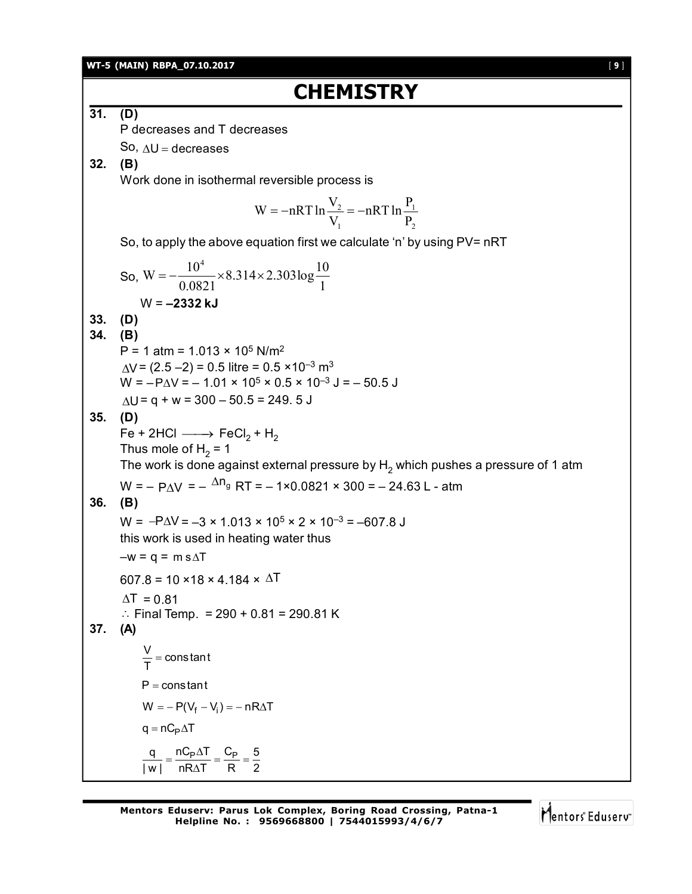# CHEMISTRY

**31. (D)**

P decreases and T decreases

So, $\Delta U =$ decreases

**32. (B)**

Work done in isothermal reversible process is

$$W = -nRT\ln\frac{V_2}{V_1} = -nRT\ln\frac{P_1}{P_2}$$

So, to apply the above equation first we calculate 'n' by using PV= nRT

So, $W = -\frac{10^4}{0.0821} \times 8.314 \times 2.303 \log\frac{10}{1}$

$W =$ **–2332 kJ**

**33. (D)**

**34. (B)**

$P = 1 \text{ atm} = 1.013 \times 10^5 \text{ N/m}^2$

$\Delta V = (2.5 - 2) = 0.5 \text{ litre} = 0.5 \times 10^{-3} \text{ m}^3$

$W = -P\Delta V = -1.01 \times 10^5 \times 0.5 \times 10^{-3} \text{ J} = -50.5 \text{ J}$

$\Delta U = q + w = 300 - 50.5 = 249.5 \text{ J}$

**35. (D)**

$Fe + 2HCl \longrightarrow FeCl_2 + H_2$

Thus mole of $H_2 = 1$

The work is done against external pressure by $H_2$ which pushes a pressure of 1 atm

$W = -P\Delta V = -\Delta n_g RT = -1 \times 0.0821 \times 300 = -24.63$ L - atm

**36. (B)**

$W = -P\Delta V = -3 \times 1.013 \times 10^5 \times 2 \times 10^{-3} = -607.8 \text{ J}$

this work is used in heating water thus

$-w = q = m\,s\,\Delta T$

$607.8 = 10 \times 18 \times 4.184 \times \Delta T$

$\Delta T = 0.81$

$\therefore$ Final Temp. $= 290 + 0.81 = 290.81$ K

**37. (A)**

$\frac{V}{T} = \text{constant}$

$P = \text{constant}$

$W = -P(V_f - V_i) = -nR\Delta T$

$q = nC_P\Delta T$

$\frac{q}{|w|} = \frac{nC_P\Delta T}{nR\Delta T} = \frac{C_P}{R} = \frac{5}{2}$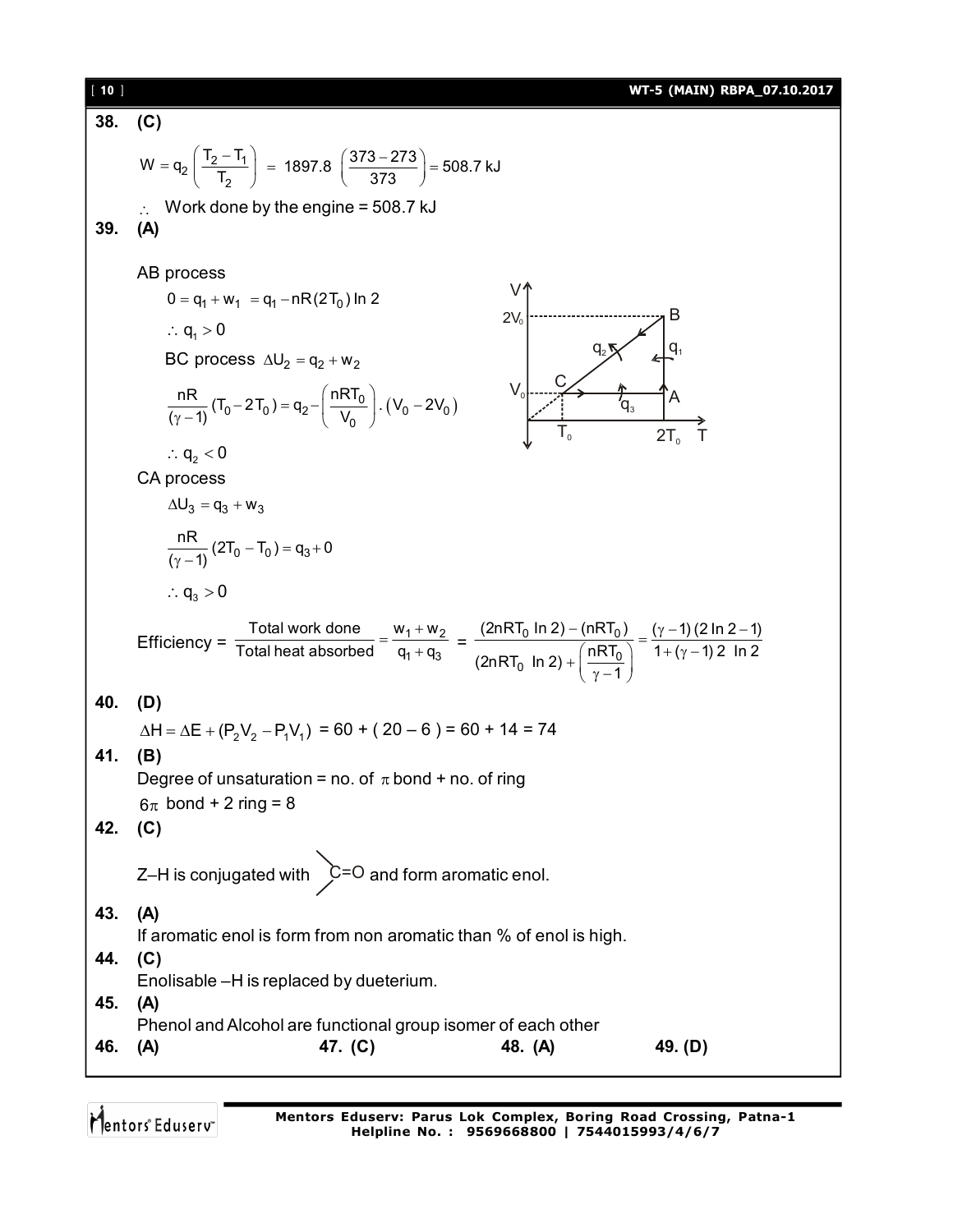**38. (C)**

$$W = q_2\left(\frac{T_2 - T_1}{T_2}\right) = 1897.8\left(\frac{373-273}{373}\right) = 508.7\text{ kJ}$$

$\therefore$ Work done by the engine = 508.7 kJ

**39. (A)**

AB process

$$0 = q_1 + w_1 = q_1 - nR(2T_0)\ln 2$$

$\therefore q_1 > 0$

BC process $\Delta U_2 = q_2 + w_2$

$$\frac{nR}{(\gamma-1)}(T_0 - 2T_0) = q_2 - \left(\frac{nRT_0}{V_0}\right).(V_0 - 2V_0)$$

$\therefore q_2 < 0$

CA process

$$\Delta U_3 = q_3 + w_3$$

$$\frac{nR}{(\gamma-1)}(2T_0 - T_0) = q_3 + 0$$

$\therefore q_3 > 0$

$$\text{Efficiency} = \frac{\text{Total work done}}{\text{Total heat absorbed}} = \frac{w_1 + w_2}{q_1 + q_3} = \frac{(2nRT_0\ln 2) - (nRT_0)}{(2nRT_0\ln 2) + \left(\frac{nRT_0}{\gamma-1}\right)} = \frac{(\gamma-1)(2\ln 2 - 1)}{1 + (\gamma-1)2\ln 2}$$

**40. (D)**

$\Delta H = \Delta E + (P_2V_2 - P_1V_1)$ = 60 + ( 20 – 6 ) = 60 + 14 = 74

**41. (B)**

Degree of unsaturation = no. of $\pi$ bond + no. of ring

$6\pi$ bond + 2 ring = 8

**42. (C)**

Z–H is conjugated with $>$C=O and form aromatic enol.

**43. (A)**

If aromatic enol is form from non aromatic than % of enol is high.

**44. (C)**

Enolisable –H is replaced by dueterium.

**45. (A)**

Phenol and Alcohol are functional group isomer of each other

**46. (A)** **47. (C)** **48. (A)** **49. (D)**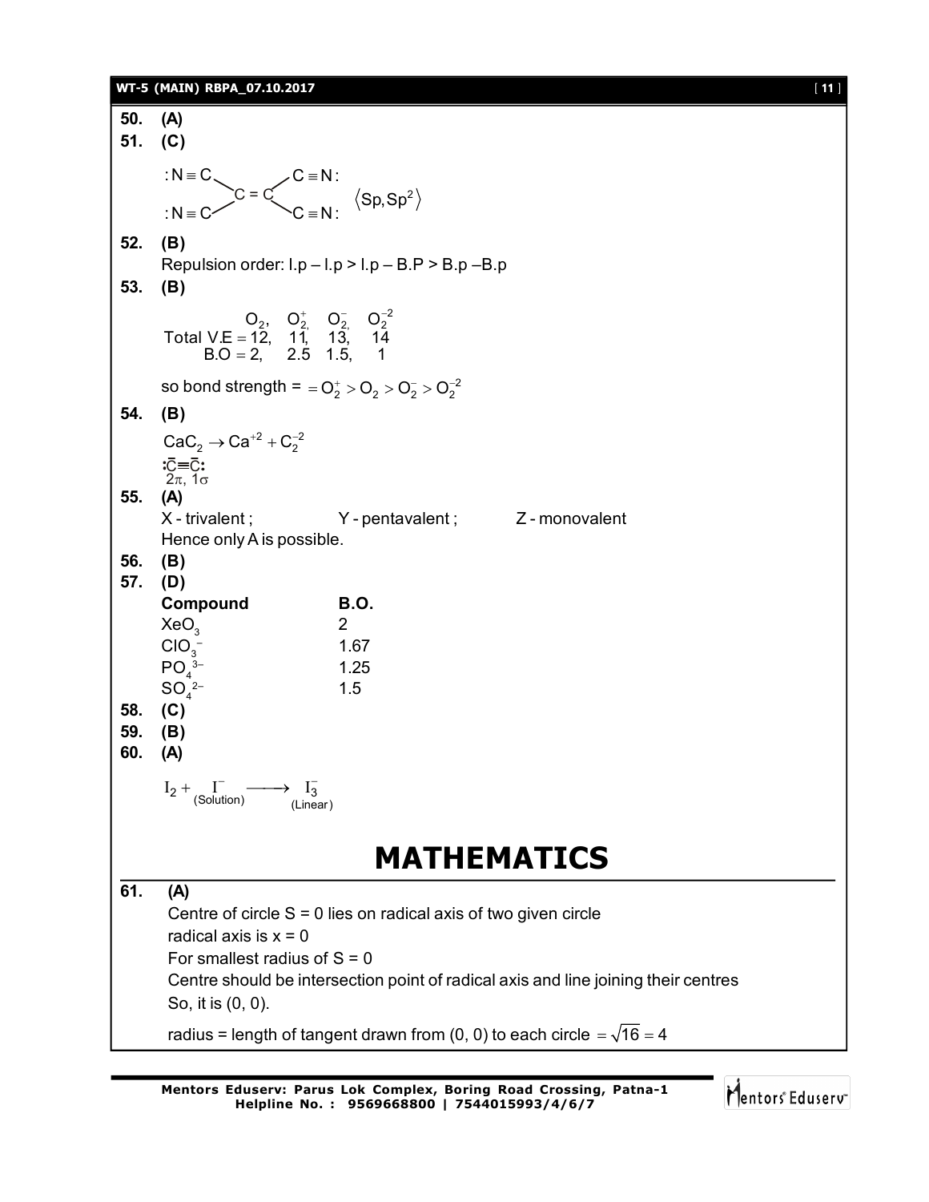**50. (A)**

**51. (C)**

$$\begin{matrix} :N \equiv C & & C \equiv N: \\ & C = C & \\ :N \equiv C & & C \equiv N: \end{matrix} \quad \langle Sp, Sp^2 \rangle$$

**52. (B)**

Repulsion order: l.p – l.p > l.p – B.P > B.p –B.p

**53. (B)**

$$\begin{matrix} & O_2, & O_2^+, & O_2^-, & O_2^{-2} \\ \text{Total V.E} = & 12, & 11, & 13, & 14 \\ \text{B.O} = & 2, & 2.5 & 1.5, & 1 \end{matrix}$$

so bond strength = $= O_2^+ > O_2 > O_2^- > O_2^{-2}$

**54. (B)**

$CaC_2 \rightarrow Ca^{+2} + C_2^{-2}$

$:\bar{C} \equiv \bar{C}:$
$2\pi, 1\sigma$

**55. (A)**

X - trivalent ; Y - pentavalent ; Z - monovalent

Hence only A is possible.

**56. (B)**

**57. (D)**

| **Compound** | **B.O.** |
|---|---|
| $XeO_3$ | 2 |
| $ClO_3^-$ | 1.67 |
| $PO_4^{3-}$ | 1.25 |
| $SO_4^{2-}$ | 1.5 |

**58. (C)**

**59. (B)**

**60. (A)**

$$I_2 + \underset{(\text{Solution})}{I^-} \longrightarrow \underset{(\text{Linear})}{I_3^-}$$

# MATHEMATICS

**61. (A)**

Centre of circle S = 0 lies on radical axis of two given circle

radical axis is x = 0

For smallest radius of S = 0

Centre should be intersection point of radical axis and line joining their centres

So, it is (0, 0).

radius = length of tangent drawn from (0, 0) to each circle $= \sqrt{16} = 4$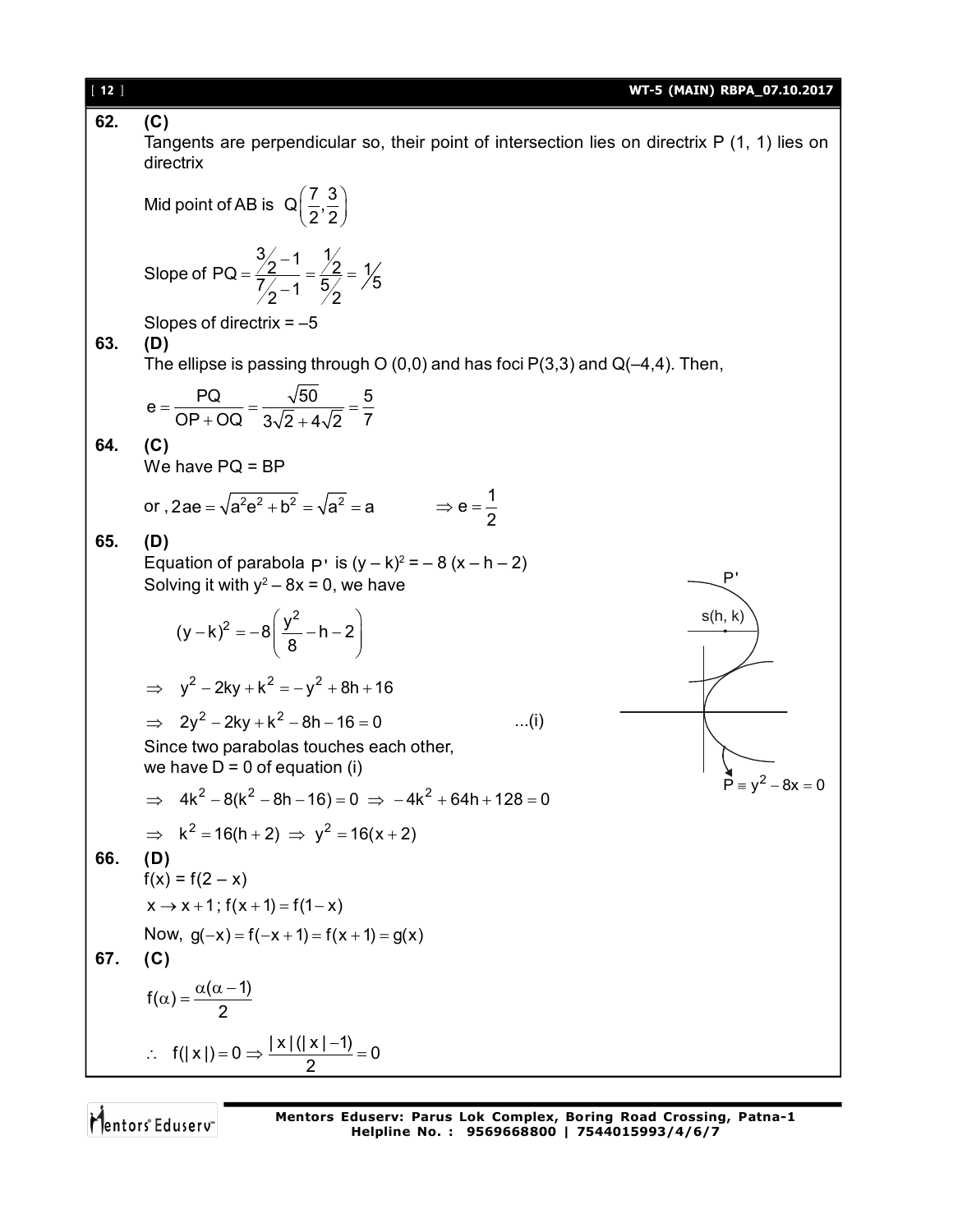**62. (C)**

Tangents are perpendicular so, their point of intersection lies on directrix P (1, 1) lies on directrix

Mid point of AB is $Q\left(\frac{7}{2},\frac{3}{2}\right)$

Slope of $PQ = \frac{3/2-1}{7/2-1} = \frac{1/2}{5/2} = 1/5$

Slopes of directrix = –5

**63. (D)**

The ellipse is passing through O (0,0) and has foci P(3,3) and Q(–4,4). Then,

$$e = \frac{PQ}{OP+OQ} = \frac{\sqrt{50}}{3\sqrt{2}+4\sqrt{2}} = \frac{5}{7}$$

**64. (C)**

We have PQ = BP

or , $2ae = \sqrt{a^2e^2+b^2} = \sqrt{a^2} = a \qquad \Rightarrow e = \frac{1}{2}$

**65. (D)**

Equation of parabola P' is $(y-k)^2 = -8(x-h-2)$

Solving it with $y^2 - 8x = 0$, we have

$$(y-k)^2 = -8\left(\frac{y^2}{8}-h-2\right)$$

$$\Rightarrow \quad y^2 - 2ky + k^2 = -y^2 + 8h + 16$$

$$\Rightarrow \quad 2y^2 - 2ky + k^2 - 8h - 16 = 0 \qquad \text{...(i)}$$

Since two parabolas touches each other,
we have D = 0 of equation (i)

$$\Rightarrow \quad 4k^2 - 8(k^2-8h-16) = 0 \;\Rightarrow\; -4k^2 + 64h + 128 = 0$$

$$\Rightarrow \quad k^2 = 16(h+2) \;\Rightarrow\; y^2 = 16(x+2)$$

(Figure: P', s(h, k), $P \equiv y^2 - 8x = 0$)

**66. (D)**

$f(x) = f(2-x)$

$x \to x+1\,;\; f(x+1) = f(1-x)$

Now, $g(-x) = f(-x+1) = f(x+1) = g(x)$

**67. (C)**

$$f(\alpha) = \frac{\alpha(\alpha-1)}{2}$$

$$\therefore \quad f(|x|) = 0 \Rightarrow \frac{|x|(|x|-1)}{2} = 0$$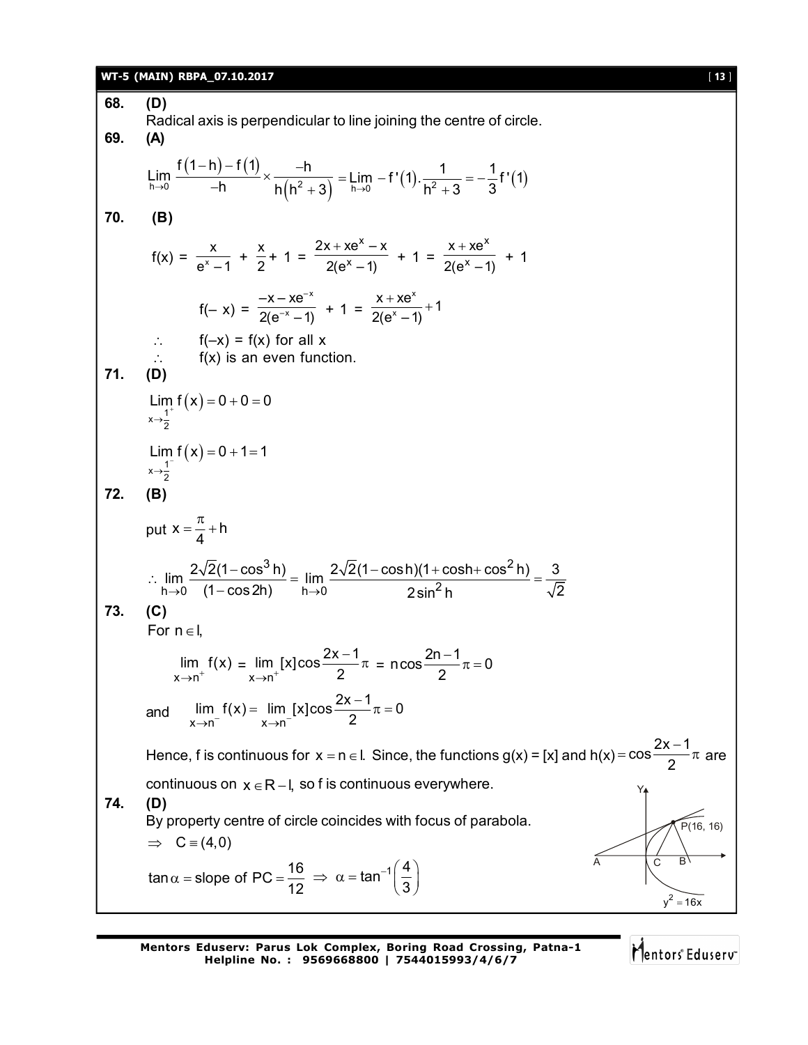**68. (D)**

Radical axis is perpendicular to line joining the centre of circle.

**69. (A)**

$$\lim_{h\to 0}\frac{f(1-h)-f(1)}{-h}\times\frac{-h}{h\left(h^2+3\right)}=\lim_{h\to 0}-f'(1).\frac{1}{h^2+3}=-\frac{1}{3}f'(1)$$

**70. (B)**

$$f(x) = \frac{x}{e^x-1} + \frac{x}{2}+1 = \frac{2x+xe^x-x}{2(e^x-1)} + 1 = \frac{x+xe^x}{2(e^x-1)} + 1$$

$$f(-x) = \frac{-x-xe^{-x}}{2(e^{-x}-1)} + 1 = \frac{x+xe^x}{2(e^x-1)}+1$$

$\therefore$ $f(-x) = f(x)$ for all x

$\therefore$ f(x) is an even function.

**71. (D)**

$$\lim_{x\to\frac{1}{2}^+} f(x) = 0+0=0$$

$$\lim_{x\to\frac{1}{2}^-} f(x) = 0+1=1$$

**72. (B)**

put $x=\frac{\pi}{4}+h$

$$\therefore \lim_{h\to 0}\frac{2\sqrt{2}(1-\cos^3 h)}{(1-\cos 2h)}=\lim_{h\to 0}\frac{2\sqrt{2}(1-\cos h)(1+\cos h+\cos^2 h)}{2\sin^2 h}=\frac{3}{\sqrt{2}}$$

**73. (C)**

For $n\in I$,

$$\lim_{x\to n^+} f(x) = \lim_{x\to n^+}[x]\cos\frac{2x-1}{2}\pi = n\cos\frac{2n-1}{2}\pi = 0$$

and $$\lim_{x\to n^-} f(x)=\lim_{x\to n^-}[x]\cos\frac{2x-1}{2}\pi=0$$

Hence, f is continuous for $x=n\in I$. Since, the functions g(x) = [x] and $h(x)=\cos\frac{2x-1}{2}\pi$ are continuous on $x\in R-I$, so f is continuous everywhere.

**74. (D)**

By property centre of circle coincides with focus of parabola.

$\Rightarrow$ $C\equiv(4,0)$

$\tan\alpha=$ slope of $PC=\frac{16}{12}\Rightarrow\alpha=\tan^{-1}\left(\frac{4}{3}\right)$

(Figure: parabola $y^2=16x$ with point P(16, 16), points A, C, B on x-axis)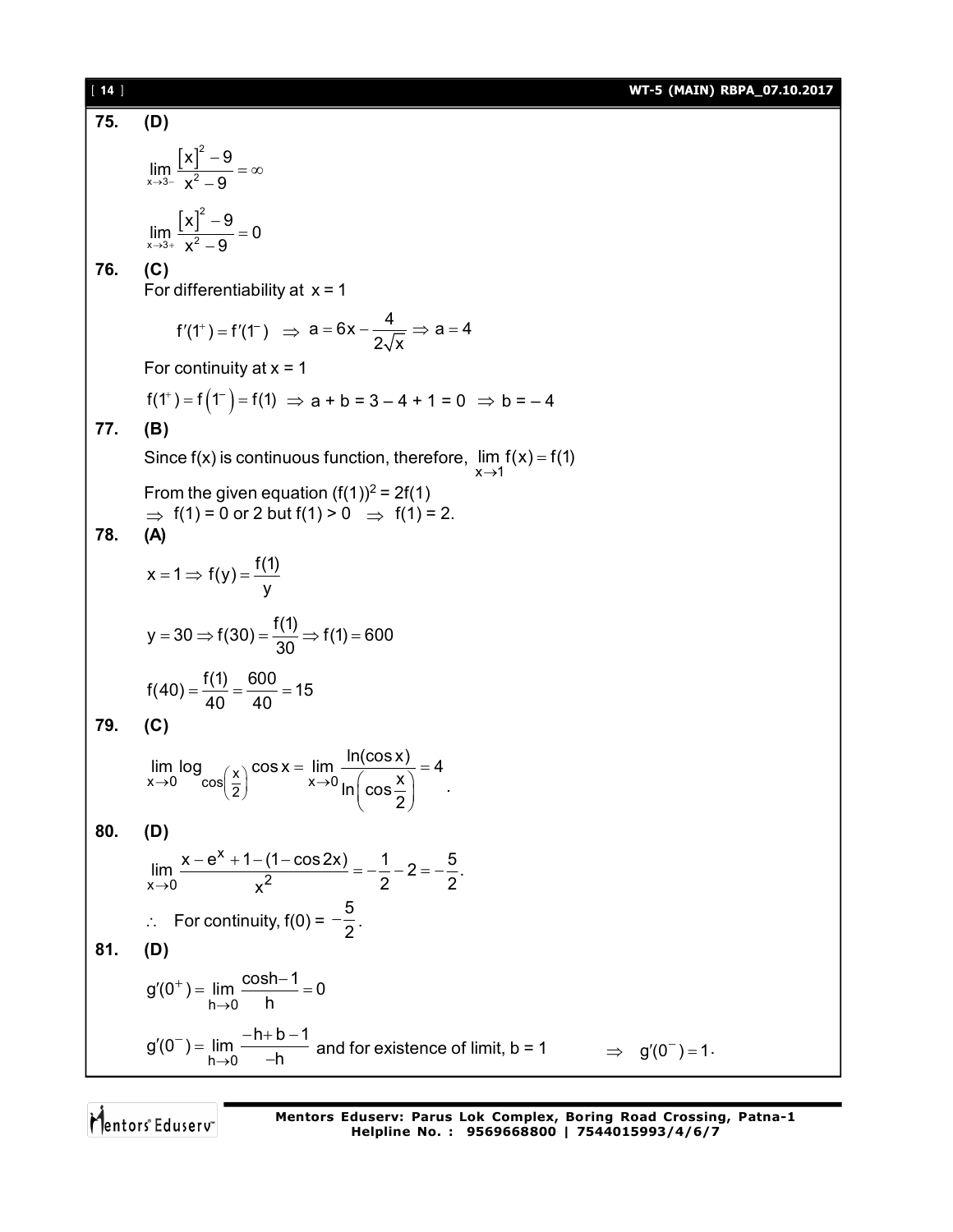**75. (D)**

$$\lim_{x\to 3-}\frac{[x]^2-9}{x^2-9}=\infty$$

$$\lim_{x\to 3+}\frac{[x]^2-9}{x^2-9}=0$$

**76. (C)**

For differentiability at $x = 1$

$$f'(1^+)=f'(1^-)\ \Rightarrow\ a=6x-\frac{4}{2\sqrt{x}}\Rightarrow a=4$$

For continuity at $x = 1$

$f(1^+)=f(1^-)=f(1)\ \Rightarrow a + b = 3 - 4 + 1 = 0\ \Rightarrow b = -4$

**77. (B)**

Since $f(x)$ is continuous function, therefore, $\lim_{x\to 1}f(x)=f(1)$

From the given equation $(f(1))^2 = 2f(1)$

$\Rightarrow\ f(1) = 0$ or $2$ but $f(1) > 0\ \Rightarrow\ f(1) = 2$.

**78. (A)**

$$x=1\Rightarrow f(y)=\frac{f(1)}{y}$$

$$y=30\Rightarrow f(30)=\frac{f(1)}{30}\Rightarrow f(1)=600$$

$$f(40)=\frac{f(1)}{40}=\frac{600}{40}=15$$

**79. (C)**

$$\lim_{x\to 0}\log_{\cos\left(\frac{x}{2}\right)}\cos x=\lim_{x\to 0}\frac{\ln(\cos x)}{\ln\left(\cos\frac{x}{2}\right)}=4.$$

**80. (D)**

$$\lim_{x\to 0}\frac{x-e^x+1-(1-\cos 2x)}{x^2}=-\frac{1}{2}-2=-\frac{5}{2}.$$

$\therefore$ For continuity, $f(0) = -\frac{5}{2}$.

**81. (D)**

$$g'(0^+)=\lim_{h\to 0}\frac{\cos h-1}{h}=0$$

$g'(0^-)=\lim_{h\to 0}\frac{-h+b-1}{-h}$ and for existence of limit, $b = 1$ $\quad\Rightarrow\ g'(0^-)=1$.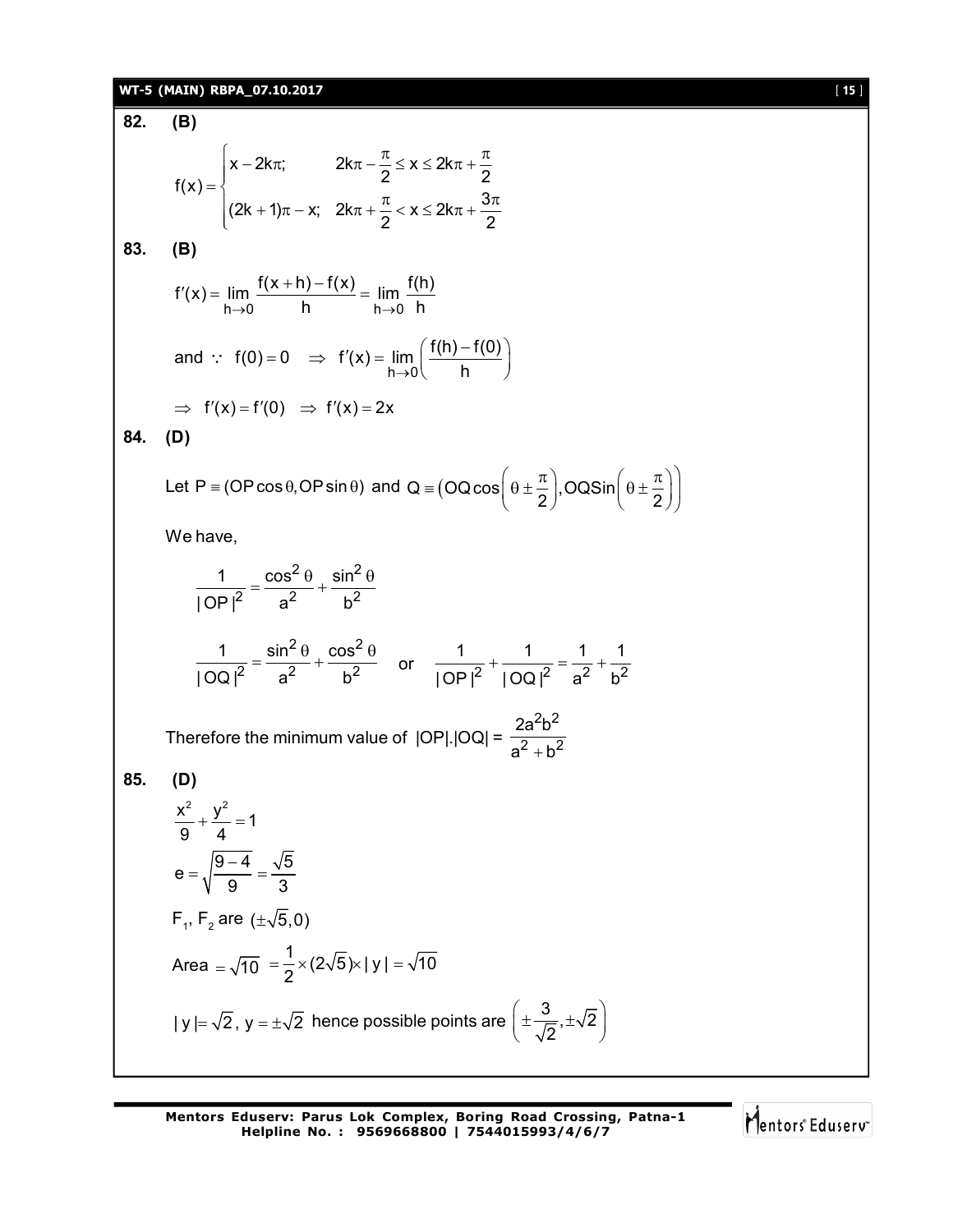**82. (B)**

$$f(x) = \begin{cases} x - 2k\pi; & 2k\pi - \dfrac{\pi}{2} \le x \le 2k\pi + \dfrac{\pi}{2} \\ (2k+1)\pi - x; & 2k\pi + \dfrac{\pi}{2} < x \le 2k\pi + \dfrac{3\pi}{2} \end{cases}$$

**83. (B)**

$$f'(x) = \lim_{h \to 0} \frac{f(x+h) - f(x)}{h} = \lim_{h \to 0} \frac{f(h)}{h}$$

and $\because \ f(0) = 0 \ \Rightarrow \ f'(x) = \lim_{h \to 0} \left( \dfrac{f(h) - f(0)}{h} \right)$

$\Rightarrow \ f'(x) = f'(0) \ \Rightarrow \ f'(x) = 2x$

**84. (D)**

Let $P \equiv (OP\cos\theta, OP\sin\theta)$ and $Q \equiv \left(OQ\cos\left(\theta \pm \dfrac{\pi}{2}\right), OQ\text{Sin}\left(\theta \pm \dfrac{\pi}{2}\right)\right)$

We have,

$$\frac{1}{|OP|^2} = \frac{\cos^2\theta}{a^2} + \frac{\sin^2\theta}{b^2}$$

$$\frac{1}{|OQ|^2} = \frac{\sin^2\theta}{a^2} + \frac{\cos^2\theta}{b^2} \quad \text{or} \quad \frac{1}{|OP|^2} + \frac{1}{|OQ|^2} = \frac{1}{a^2} + \frac{1}{b^2}$$

Therefore the minimum value of $|OP|.|OQ| = \dfrac{2a^2b^2}{a^2 + b^2}$

**85. (D)**

$$\frac{x^2}{9} + \frac{y^2}{4} = 1$$

$$e = \sqrt{\frac{9-4}{9}} = \frac{\sqrt{5}}{3}$$

$F_1$, $F_2$ are $(\pm\sqrt{5}, 0)$

Area $= \sqrt{10} \ = \dfrac{1}{2} \times (2\sqrt{5}) \times |y| = \sqrt{10}$

$|y| = \sqrt{2}$, $y = \pm\sqrt{2}$ hence possible points are $\left(\pm\dfrac{3}{\sqrt{2}}, \pm\sqrt{2}\right)$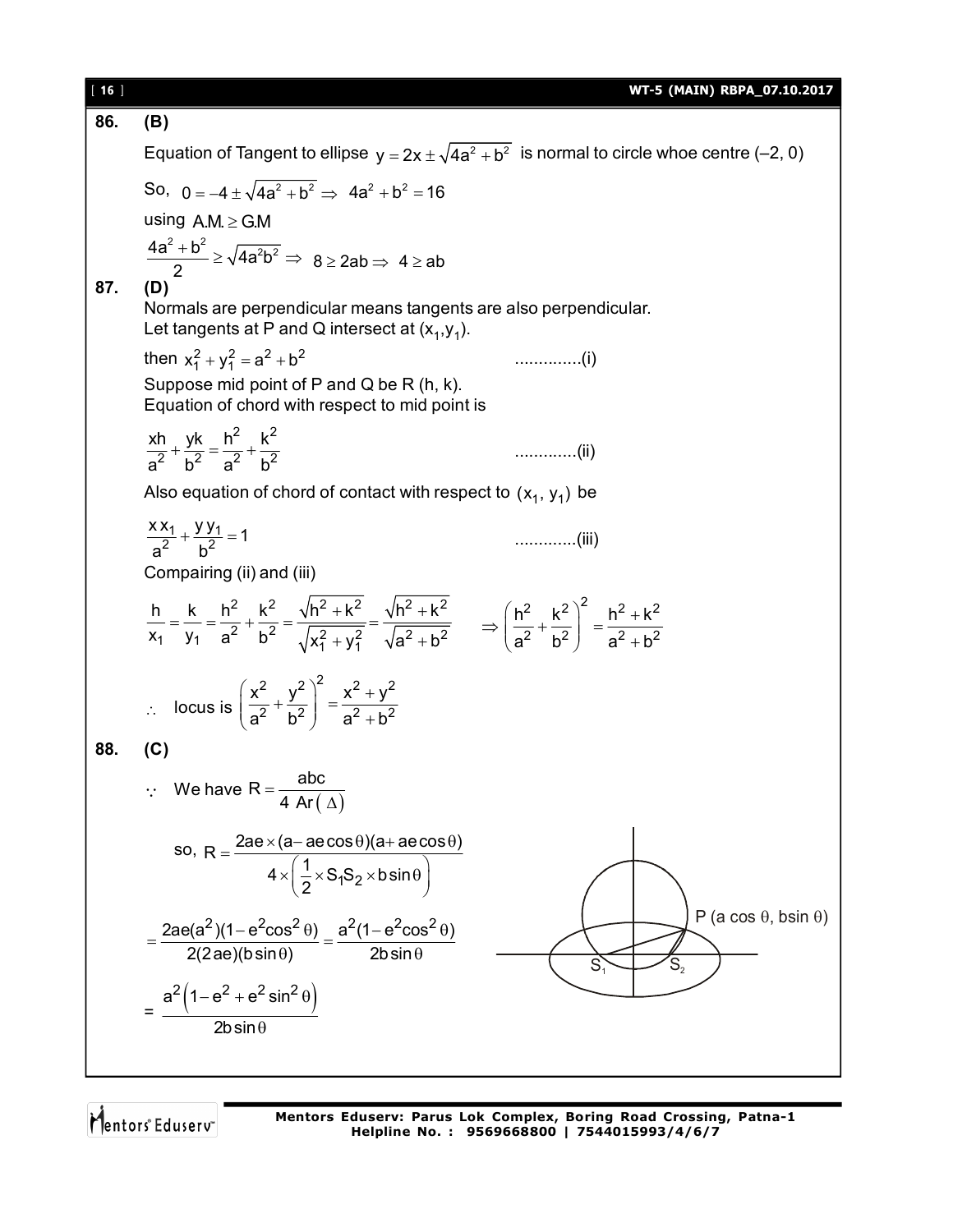**86. (B)**

Equation of Tangent to ellipse $y = 2x \pm \sqrt{4a^2 + b^2}$ is normal to circle whoe centre (–2, 0)

So, $0 = -4 \pm \sqrt{4a^2 + b^2} \Rightarrow 4a^2 + b^2 = 16$

using $A.M. \geq G.M$

$$\frac{4a^2 + b^2}{2} \geq \sqrt{4a^2b^2} \Rightarrow 8 \geq 2ab \Rightarrow 4 \geq ab$$

**87. (D)**

Normals are perpendicular means tangents are also perpendicular.
Let tangents at P and Q intersect at $(x_1, y_1)$.

then $x_1^2 + y_1^2 = a^2 + b^2$ ..............(i)

Suppose mid point of P and Q be R (h, k).
Equation of chord with respect to mid point is

$$\frac{xh}{a^2} + \frac{yk}{b^2} = \frac{h^2}{a^2} + \frac{k^2}{b^2} \quad .............(ii)$$

Also equation of chord of contact with respect to $(x_1, y_1)$ be

$$\frac{xx_1}{a^2} + \frac{yy_1}{b^2} = 1 \quad .............(iii)$$

Compairing (ii) and (iii)

$$\frac{h}{x_1} = \frac{k}{y_1} = \frac{h^2}{a^2} + \frac{k^2}{b^2} = \frac{\sqrt{h^2 + k^2}}{\sqrt{x_1^2 + y_1^2}} = \frac{\sqrt{h^2 + k^2}}{\sqrt{a^2 + b^2}} \quad \Rightarrow \left(\frac{h^2}{a^2} + \frac{k^2}{b^2}\right)^2 = \frac{h^2 + k^2}{a^2 + b^2}$$

$$\therefore \text{ locus is } \left(\frac{x^2}{a^2} + \frac{y^2}{b^2}\right)^2 = \frac{x^2 + y^2}{a^2 + b^2}$$

**88. (C)**

$\because$ We have $R = \dfrac{abc}{4 \text{ Ar}(\Delta)}$

so, $$R = \frac{2ae \times (a - ae\cos\theta)(a + ae\cos\theta)}{4 \times \left(\frac{1}{2} \times S_1S_2 \times b\sin\theta\right)}$$

$$= \frac{2ae(a^2)(1 - e^2\cos^2\theta)}{2(2ae)(b\sin\theta)} = \frac{a^2(1 - e^2\cos^2\theta)}{2b\sin\theta}$$

$$= \frac{a^2\left(1 - e^2 + e^2\sin^2\theta\right)}{2b\sin\theta}$$

P $(a\cos\theta, b\sin\theta)$, $S_1$, $S_2$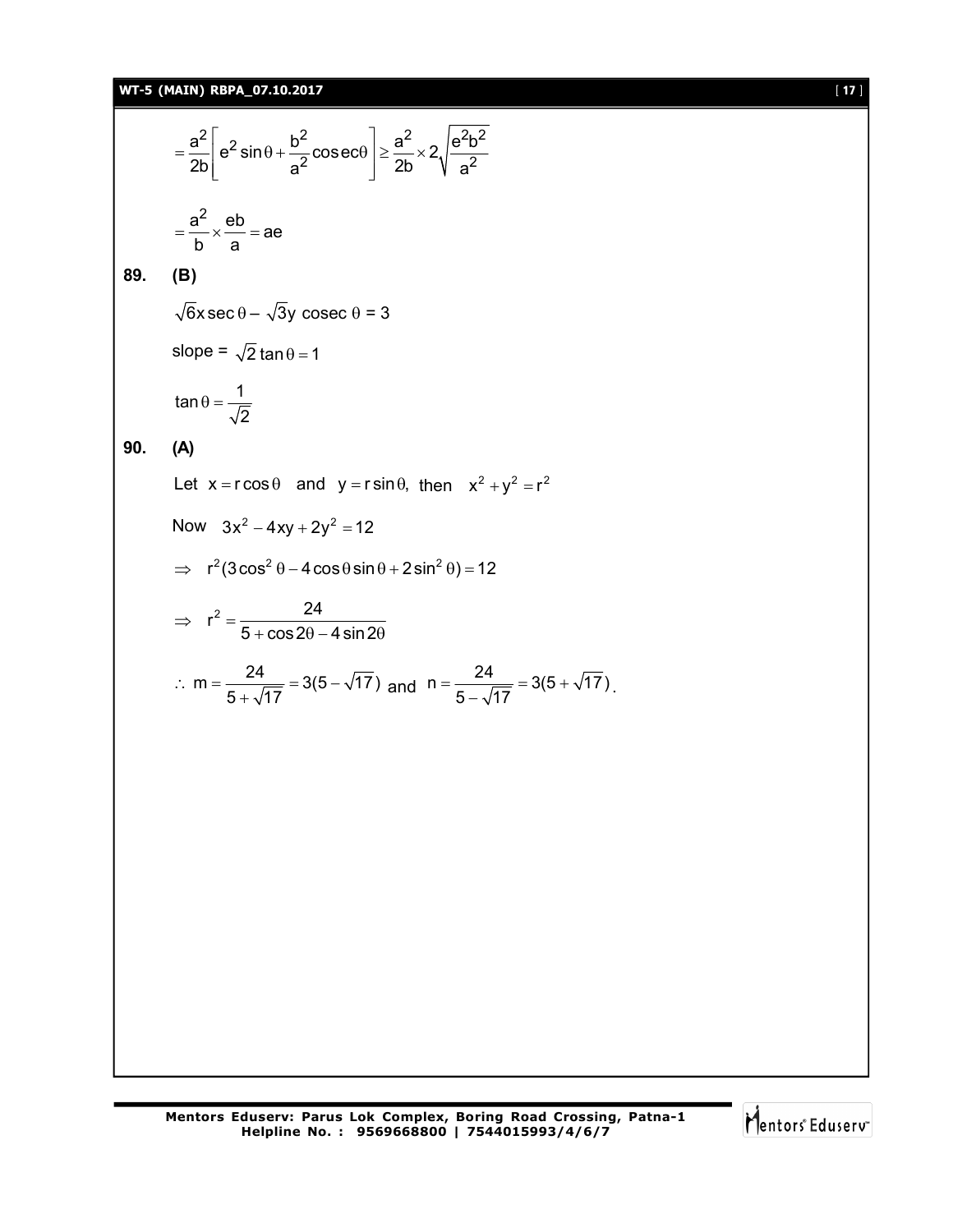$$= \frac{a^2}{2b}\left[e^2 \sin\theta + \frac{b^2}{a^2}\operatorname{cosec}\theta\right] \geq \frac{a^2}{2b} \times 2\sqrt{\frac{e^2b^2}{a^2}}$$

$$= \frac{a^2}{b} \times \frac{eb}{a} = ae$$

**89. (B)**

$\sqrt{6}x \sec\theta - \sqrt{3}y \operatorname{cosec}\theta = 3$

slope = $\sqrt{2}\tan\theta = 1$

$$\tan\theta = \frac{1}{\sqrt{2}}$$

**90. (A)**

Let $x = r\cos\theta$ and $y = r\sin\theta$, then $x^2 + y^2 = r^2$

Now $3x^2 - 4xy + 2y^2 = 12$

$\Rightarrow \; r^2(3\cos^2\theta - 4\cos\theta\sin\theta + 2\sin^2\theta) = 12$

$$\Rightarrow \; r^2 = \frac{24}{5 + \cos 2\theta - 4\sin 2\theta}$$

$$\therefore \; m = \frac{24}{5 + \sqrt{17}} = 3(5 - \sqrt{17}) \text{ and } n = \frac{24}{5 - \sqrt{17}} = 3(5 + \sqrt{17}).$$